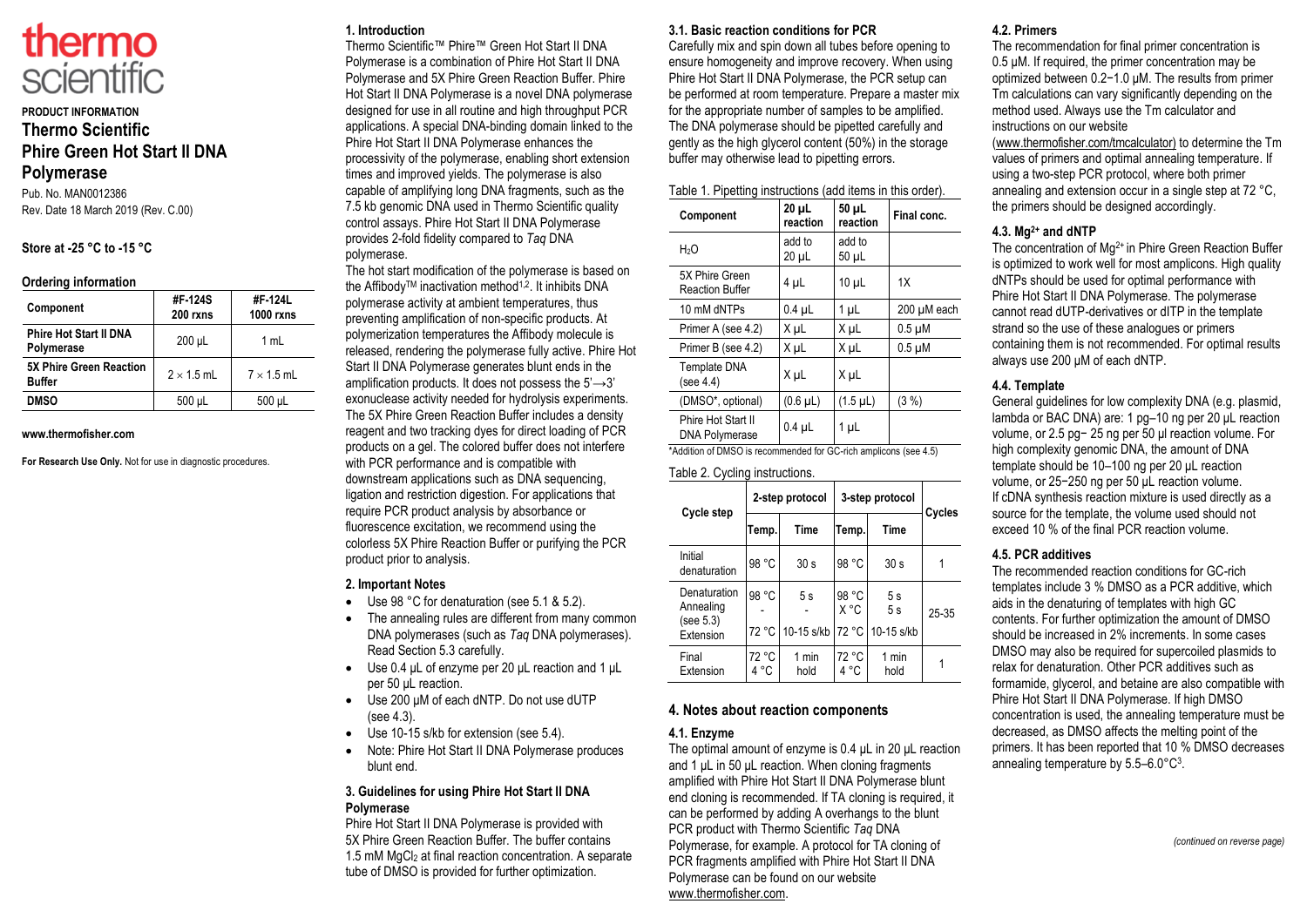thermo scientific

PRODUCT INFORMATION

# Thermo Scientific Phire Green Hot Start II DNA Polymerase

Pub. No. MAN0012386

Rev. Date 18 March 2019 (Rev. C.00)

**Store at -25 °C to -15 °C**

## Ordering information

| Component | #F-124S 200 rxns | #F-124L 1000 rxns |
|---|---|---|
| **Phire Hot Start II DNA Polymerase** | 200 µL | 1 mL |
| **5X Phire Green Reaction Buffer** | 2 × 1.5 mL | 7 × 1.5 mL |
| **DMSO** | 500 µL | 500 µL |

**www.thermofisher.com**

**For Research Use Only.** Not for use in diagnostic procedures.

## 1. Introduction

Thermo Scientific™ Phire™ Green Hot Start II DNA Polymerase is a combination of Phire Hot Start II DNA Polymerase and 5X Phire Green Reaction Buffer. Phire Hot Start II DNA Polymerase is a novel DNA polymerase designed for use in all routine and high throughput PCR applications. A special DNA-binding domain linked to the Phire Hot Start II DNA Polymerase enhances the processivity of the polymerase, enabling short extension times and improved yields. The polymerase is also capable of amplifying long DNA fragments, such as the 7.5 kb genomic DNA used in Thermo Scientific quality control assays. Phire Hot Start II DNA Polymerase provides 2-fold fidelity compared to *Taq* DNA polymerase.

The hot start modification of the polymerase is based on the Affibody™ inactivation method[1,2]. It inhibits DNA polymerase activity at ambient temperatures, thus preventing amplification of non-specific products. At polymerization temperatures the Affibody molecule is released, rendering the polymerase fully active. Phire Hot Start II DNA Polymerase generates blunt ends in the amplification products. It does not possess the 5'→3' exonuclease activity needed for hydrolysis experiments. The 5X Phire Green Reaction Buffer includes a density reagent and two tracking dyes for direct loading of PCR products on a gel. The colored buffer does not interfere with PCR performance and is compatible with downstream applications such as DNA sequencing, ligation and restriction digestion. For applications that require PCR product analysis by absorbance or fluorescence excitation, we recommend using the colorless 5X Phire Reaction Buffer or purifying the PCR product prior to analysis.

## 2. Important Notes

- Use 98 °C for denaturation (see 5.1 & 5.2).
- The annealing rules are different from many common DNA polymerases (such as *Taq* DNA polymerases). Read Section 5.3 carefully.
- Use 0.4 µL of enzyme per 20 µL reaction and 1 µL per 50 µL reaction.
- Use 200 µM of each dNTP. Do not use dUTP (see 4.3).
- Use 10-15 s/kb for extension (see 5.4).
- Note: Phire Hot Start II DNA Polymerase produces blunt end.

## 3. Guidelines for using Phire Hot Start II DNA Polymerase

Phire Hot Start II DNA Polymerase is provided with 5X Phire Green Reaction Buffer. The buffer contains 1.5 mM $MgCl_2$ at final reaction concentration. A separate tube of DMSO is provided for further optimization.

### 3.1. Basic reaction conditions for PCR

Carefully mix and spin down all tubes before opening to ensure homogeneity and improve recovery. When using Phire Hot Start II DNA Polymerase, the PCR setup can be performed at room temperature. Prepare a master mix for the appropriate number of samples to be amplified. The DNA polymerase should be pipetted carefully and gently as the high glycerol content (50%) in the storage buffer may otherwise lead to pipetting errors.

Table 1. Pipetting instructions (add items in this order).

| Component | 20 µL reaction | 50 µL reaction | Final conc. |
|---|---|---|---|
| $H_2O$ | add to 20 µL | add to 50 µL | |
| 5X Phire Green Reaction Buffer | 4 µL | 10 µL | 1X |
| 10 mM dNTPs | 0.4 µL | 1 µL | 200 µM each |
| Primer A (see 4.2) | X µL | X µL | 0.5 µM |
| Primer B (see 4.2) | X µL | X µL | 0.5 µM |
| Template DNA (see 4.4) | X µL | X µL | |
| (DMSO*, optional) | (0.6 µL) | (1.5 µL) | (3 %) |
| Phire Hot Start II DNA Polymerase | 0.4 µL | 1 µL | |

*Addition of DMSO is recommended for GC-rich amplicons (see 4.5)

Table 2. Cycling instructions.

| Cycle step | 2-step protocol | | 3-step protocol | | Cycles |
|---|---|---|---|---|---|
| | Temp. | Time | Temp. | Time | |
| Initial denaturation | 98 °C | 30 s | 98 °C | 30 s | 1 |
| Denaturation / Annealing (see 5.3) / Extension | 98 °C / - / 72 °C | 5 s / - / 10-15 s/kb | 98 °C / X °C / 72 °C | 5 s / 5 s / 10-15 s/kb | 25-35 |
| Final Extension | 72 °C / 4 °C | 1 min / hold | 72 °C / 4 °C | 1 min / hold | 1 |

## 4. Notes about reaction components

### 4.1. Enzyme

The optimal amount of enzyme is 0.4 µL in 20 µL reaction and 1 µL in 50 µL reaction. When cloning fragments amplified with Phire Hot Start II DNA Polymerase blunt end cloning is recommended. If TA cloning is required, it can be performed by adding A overhangs to the blunt PCR product with Thermo Scientific *Taq* DNA Polymerase, for example. A protocol for TA cloning of PCR fragments amplified with Phire Hot Start II DNA Polymerase can be found on our website www.thermofisher.com.

### 4.2. Primers

The recommendation for final primer concentration is 0.5 µM. If required, the primer concentration may be optimized between 0.2–1.0 µM. The results from primer Tm calculations can vary significantly depending on the method used. Always use the Tm calculator and instructions on our website (www.thermofisher.com/tmcalculator) to determine the Tm values of primers and optimal annealing temperature. If using a two-step PCR protocol, where both primer annealing and extension occur in a single step at 72 °C, the primers should be designed accordingly.

### 4.3. $Mg^{2+}$ and dNTP

The concentration of $Mg^{2+}$ in Phire Green Reaction Buffer is optimized to work well for most amplicons. High quality dNTPs should be used for optimal performance with Phire Hot Start II DNA Polymerase. The polymerase cannot read dUTP-derivatives or dITP in the template strand so the use of these analogues or primers containing them is not recommended. For optimal results always use 200 µM of each dNTP.

### 4.4. Template

General guidelines for low complexity DNA (e.g. plasmid, lambda or BAC DNA) are: 1 pg–10 ng per 20 µL reaction volume, or 2.5 pg– 25 ng per 50 µl reaction volume. For high complexity genomic DNA, the amount of DNA template should be 10–100 ng per 20 µL reaction volume, or 25–250 ng per 50 µL reaction volume. If cDNA synthesis reaction mixture is used directly as a source for the template, the volume used should not exceed 10 % of the final PCR reaction volume.

### 4.5. PCR additives

The recommended reaction conditions for GC-rich templates include 3 % DMSO as a PCR additive, which aids in the denaturing of templates with high GC contents. For further optimization the amount of DMSO should be increased in 2% increments. In some cases DMSO may also be required for supercoiled plasmids to relax for denaturation. Other PCR additives such as formamide, glycerol, and betaine are also compatible with Phire Hot Start II DNA Polymerase. If high DMSO concentration is used, the annealing temperature must be decreased, as DMSO affects the melting point of the primers. It has been reported that 10 % DMSO decreases annealing temperature by 5.5–6.0°C[3].

*(continued on reverse page)*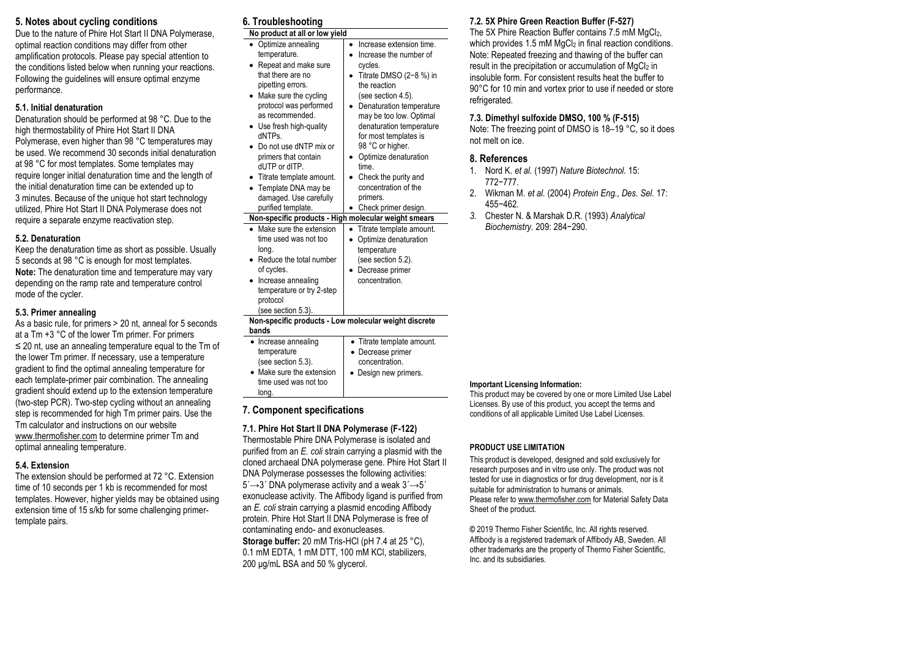## 5. Notes about cycling conditions

Due to the nature of Phire Hot Start II DNA Polymerase, optimal reaction conditions may differ from other amplification protocols. Please pay special attention to the conditions listed below when running your reactions. Following the guidelines will ensure optimal enzyme performance.

### 5.1. Initial denaturation

Denaturation should be performed at 98 °C. Due to the high thermostability of Phire Hot Start II DNA Polymerase, even higher than 98 °C temperatures may be used. We recommend 30 seconds initial denaturation at 98 °C for most templates. Some templates may require longer initial denaturation time and the length of the initial denaturation time can be extended up to 3 minutes. Because of the unique hot start technology utilized, Phire Hot Start II DNA Polymerase does not require a separate enzyme reactivation step.

### 5.2. Denaturation

Keep the denaturation time as short as possible. Usually 5 seconds at 98 °C is enough for most templates.
**Note:** The denaturation time and temperature may vary depending on the ramp rate and temperature control mode of the cycler.

### 5.3. Primer annealing

As a basic rule, for primers > 20 nt, anneal for 5 seconds at a Tm +3 °C of the lower Tm primer. For primers ≤ 20 nt, use an annealing temperature equal to the Tm of the lower Tm primer. If necessary, use a temperature gradient to find the optimal annealing temperature for each template-primer pair combination. The annealing gradient should extend up to the extension temperature (two-step PCR). Two-step cycling without an annealing step is recommended for high Tm primer pairs. Use the Tm calculator and instructions on our website www.thermofisher.com to determine primer Tm and optimal annealing temperature.

### 5.4. Extension

The extension should be performed at 72 °C. Extension time of 10 seconds per 1 kb is recommended for most templates. However, higher yields may be obtained using extension time of 15 s/kb for some challenging primer-template pairs.

## 6. Troubleshooting

| | |
|---|---|
| **No product at all or low yield** | |
| • Optimize annealing temperature.<br>• Repeat and make sure that there are no pipetting errors.<br>• Make sure the cycling protocol was performed as recommended.<br>• Use fresh high-quality dNTPs.<br>• Do not use dNTP mix or primers that contain dUTP or dITP.<br>• Titrate template amount.<br>• Template DNA may be damaged. Use carefully purified template. | • Increase extension time.<br>• Increase the number of cycles.<br>• Titrate DMSO (2−8 %) in the reaction (see section 4.5).<br>• Denaturation temperature may be too low. Optimal denaturation temperature for most templates is 98 °C or higher.<br>• Optimize denaturation time.<br>• Check the purity and concentration of the primers.<br>• Check primer design. |
| **Non-specific products - High molecular weight smears** | |
| • Make sure the extension time used was not too long.<br>• Reduce the total number of cycles.<br>• Increase annealing temperature or try 2-step protocol (see section 5.3). | • Titrate template amount.<br>• Optimize denaturation temperature (see section 5.2).<br>• Decrease primer concentration. |
| **Non-specific products - Low molecular weight discrete bands** | |
| • Increase annealing temperature (see section 5.3).<br>• Make sure the extension time used was not too long. | • Titrate template amount.<br>• Decrease primer concentration.<br>• Design new primers. |

## 7. Component specifications

### 7.1. Phire Hot Start II DNA Polymerase (F-122)

Thermostable Phire DNA Polymerase is isolated and purified from an *E. coli* strain carrying a plasmid with the cloned archaeal DNA polymerase gene. Phire Hot Start II DNA Polymerase possesses the following activities: 5´→3´ DNA polymerase activity and a weak 3´→5´ exonuclease activity. The Affibody ligand is purified from an *E. coli* strain carrying a plasmid encoding Affibody protein. Phire Hot Start II DNA Polymerase is free of contaminating endo- and exonucleases.
**Storage buffer:** 20 mM Tris-HCl (pH 7.4 at 25 °C), 0.1 mM EDTA, 1 mM DTT, 100 mM KCl, stabilizers, 200 µg/mL BSA and 50 % glycerol.

### 7.2. 5X Phire Green Reaction Buffer (F-527)

The 5X Phire Reaction Buffer contains 7.5 mM $MgCl_2$, which provides 1.5 mM $MgCl_2$ in final reaction conditions. Note: Repeated freezing and thawing of the buffer can result in the precipitation or accumulation of $MgCl_2$ in insoluble form. For consistent results heat the buffer to 90°C for 10 min and vortex prior to use if needed or store refrigerated.

### 7.3. Dimethyl sulfoxide DMSO, 100 % (F-515)

Note: The freezing point of DMSO is 18–19 °C, so it does not melt on ice.

## 8. References

1. Nord K. *et al.* (1997) *Nature Biotechnol.* 15: 772−777.
2. Wikman M. *et al.* (2004) *Protein Eng., Des. Sel.* 17: 455−462.
3. Chester N. & Marshak D.R. (1993) *Analytical Biochemistry.* 209: 284−290.

**Important Licensing Information:**
This product may be covered by one or more Limited Use Label Licenses. By use of this product, you accept the terms and conditions of all applicable Limited Use Label Licenses.

**PRODUCT USE LIMITATION**

This product is developed, designed and sold exclusively for research purposes and in vitro use only. The product was not tested for use in diagnostics or for drug development, nor is it suitable for administration to humans or animals.
Please refer to www.thermofisher.com for Material Safety Data Sheet of the product.

© 2019 Thermo Fisher Scientific, Inc. All rights reserved. Affibody is a registered trademark of Affibody AB, Sweden. All other trademarks are the property of Thermo Fisher Scientific, Inc. and its subsidiaries.